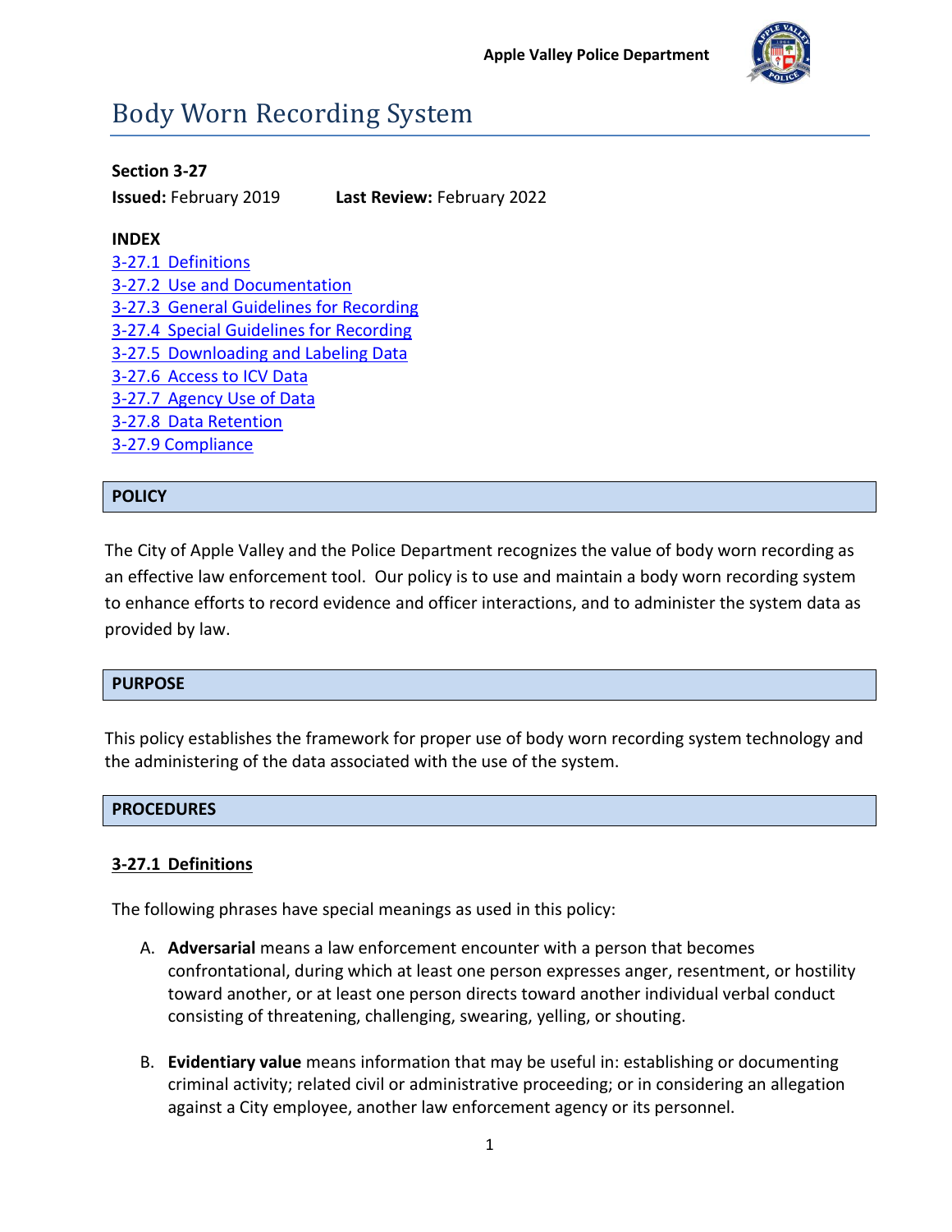Apple Valley Police Department

# Body Worn Recording System

**Section 3-27**

**Issued:** February 2019 **Last Review:** February 2022

**INDEX**

3-27.1 Definitions
3-27.2 Use and Documentation
3-27.3 General Guidelines for Recording
3-27.4 Special Guidelines for Recording
3-27.5 Downloading and Labeling Data
3-27.6 Access to ICV Data
3-27.7 Agency Use of Data
3-27.8 Data Retention
3-27.9 Compliance

## POLICY

The City of Apple Valley and the Police Department recognizes the value of body worn recording as an effective law enforcement tool. Our policy is to use and maintain a body worn recording system to enhance efforts to record evidence and officer interactions, and to administer the system data as provided by law.

## PURPOSE

This policy establishes the framework for proper use of body worn recording system technology and the administering of the data associated with the use of the system.

## PROCEDURES

### 3-27.1 Definitions

The following phrases have special meanings as used in this policy:

A. **Adversarial** means a law enforcement encounter with a person that becomes confrontational, during which at least one person expresses anger, resentment, or hostility toward another, or at least one person directs toward another individual verbal conduct consisting of threatening, challenging, swearing, yelling, or shouting.

B. **Evidentiary value** means information that may be useful in: establishing or documenting criminal activity; related civil or administrative proceeding; or in considering an allegation against a City employee, another law enforcement agency or its personnel.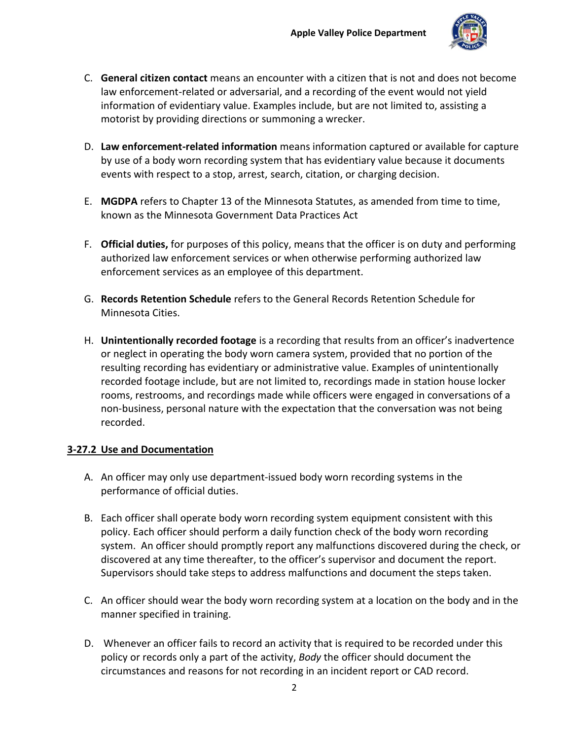C. **General citizen contact** means an encounter with a citizen that is not and does not become law enforcement-related or adversarial, and a recording of the event would not yield information of evidentiary value. Examples include, but are not limited to, assisting a motorist by providing directions or summoning a wrecker.

D. **Law enforcement-related information** means information captured or available for capture by use of a body worn recording system that has evidentiary value because it documents events with respect to a stop, arrest, search, citation, or charging decision.

E. **MGDPA** refers to Chapter 13 of the Minnesota Statutes, as amended from time to time, known as the Minnesota Government Data Practices Act

F. **Official duties,** for purposes of this policy, means that the officer is on duty and performing authorized law enforcement services or when otherwise performing authorized law enforcement services as an employee of this department.

G. **Records Retention Schedule** refers to the General Records Retention Schedule for Minnesota Cities.

H. **Unintentionally recorded footage** is a recording that results from an officer's inadvertence or neglect in operating the body worn camera system, provided that no portion of the resulting recording has evidentiary or administrative value. Examples of unintentionally recorded footage include, but are not limited to, recordings made in station house locker rooms, restrooms, and recordings made while officers were engaged in conversations of a non-business, personal nature with the expectation that the conversation was not being recorded.

## 3-27.2 Use and Documentation

A. An officer may only use department-issued body worn recording systems in the performance of official duties.

B. Each officer shall operate body worn recording system equipment consistent with this policy. Each officer should perform a daily function check of the body worn recording system. An officer should promptly report any malfunctions discovered during the check, or discovered at any time thereafter, to the officer's supervisor and document the report. Supervisors should take steps to address malfunctions and document the steps taken.

C. An officer should wear the body worn recording system at a location on the body and in the manner specified in training.

D. Whenever an officer fails to record an activity that is required to be recorded under this policy or records only a part of the activity, *Body* the officer should document the circumstances and reasons for not recording in an incident report or CAD record.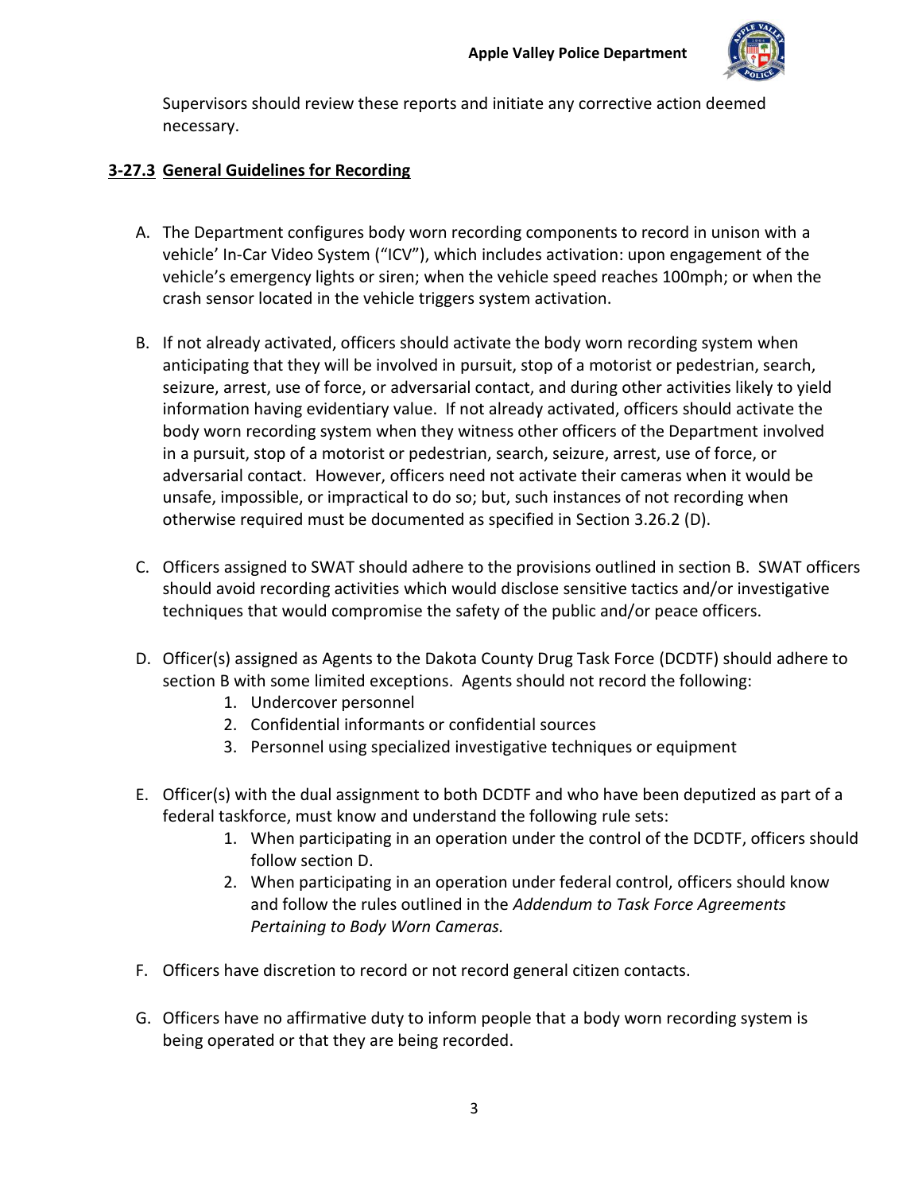Supervisors should review these reports and initiate any corrective action deemed necessary.

## 3-27.3 General Guidelines for Recording

A. The Department configures body worn recording components to record in unison with a vehicle' In-Car Video System ("ICV"), which includes activation: upon engagement of the vehicle's emergency lights or siren; when the vehicle speed reaches 100mph; or when the crash sensor located in the vehicle triggers system activation.

B. If not already activated, officers should activate the body worn recording system when anticipating that they will be involved in pursuit, stop of a motorist or pedestrian, search, seizure, arrest, use of force, or adversarial contact, and during other activities likely to yield information having evidentiary value. If not already activated, officers should activate the body worn recording system when they witness other officers of the Department involved in a pursuit, stop of a motorist or pedestrian, search, seizure, arrest, use of force, or adversarial contact. However, officers need not activate their cameras when it would be unsafe, impossible, or impractical to do so; but, such instances of not recording when otherwise required must be documented as specified in Section 3.26.2 (D).

C. Officers assigned to SWAT should adhere to the provisions outlined in section B. SWAT officers should avoid recording activities which would disclose sensitive tactics and/or investigative techniques that would compromise the safety of the public and/or peace officers.

D. Officer(s) assigned as Agents to the Dakota County Drug Task Force (DCDTF) should adhere to section B with some limited exceptions. Agents should not record the following:
   1. Undercover personnel
   2. Confidential informants or confidential sources
   3. Personnel using specialized investigative techniques or equipment

E. Officer(s) with the dual assignment to both DCDTF and who have been deputized as part of a federal taskforce, must know and understand the following rule sets:
   1. When participating in an operation under the control of the DCDTF, officers should follow section D.
   2. When participating in an operation under federal control, officers should know and follow the rules outlined in the *Addendum to Task Force Agreements Pertaining to Body Worn Cameras.*

F. Officers have discretion to record or not record general citizen contacts.

G. Officers have no affirmative duty to inform people that a body worn recording system is being operated or that they are being recorded.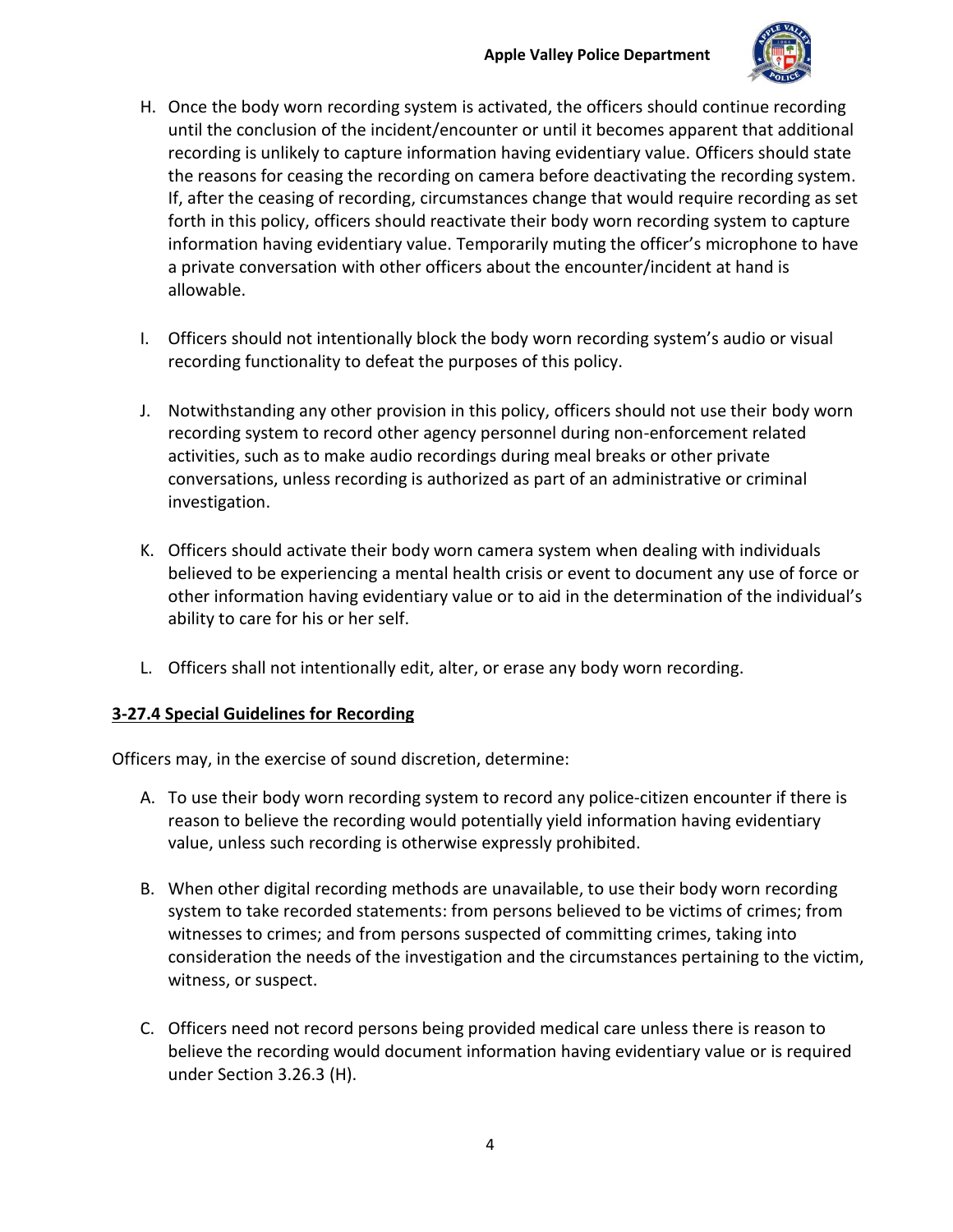H. Once the body worn recording system is activated, the officers should continue recording until the conclusion of the incident/encounter or until it becomes apparent that additional recording is unlikely to capture information having evidentiary value. Officers should state the reasons for ceasing the recording on camera before deactivating the recording system. If, after the ceasing of recording, circumstances change that would require recording as set forth in this policy, officers should reactivate their body worn recording system to capture information having evidentiary value. Temporarily muting the officer's microphone to have a private conversation with other officers about the encounter/incident at hand is allowable.

I. Officers should not intentionally block the body worn recording system's audio or visual recording functionality to defeat the purposes of this policy.

J. Notwithstanding any other provision in this policy, officers should not use their body worn recording system to record other agency personnel during non-enforcement related activities, such as to make audio recordings during meal breaks or other private conversations, unless recording is authorized as part of an administrative or criminal investigation.

K. Officers should activate their body worn camera system when dealing with individuals believed to be experiencing a mental health crisis or event to document any use of force or other information having evidentiary value or to aid in the determination of the individual's ability to care for his or her self.

L. Officers shall not intentionally edit, alter, or erase any body worn recording.

## 3-27.4 Special Guidelines for Recording

Officers may, in the exercise of sound discretion, determine:

A. To use their body worn recording system to record any police-citizen encounter if there is reason to believe the recording would potentially yield information having evidentiary value, unless such recording is otherwise expressly prohibited.

B. When other digital recording methods are unavailable, to use their body worn recording system to take recorded statements: from persons believed to be victims of crimes; from witnesses to crimes; and from persons suspected of committing crimes, taking into consideration the needs of the investigation and the circumstances pertaining to the victim, witness, or suspect.

C. Officers need not record persons being provided medical care unless there is reason to believe the recording would document information having evidentiary value or is required under Section 3.26.3 (H).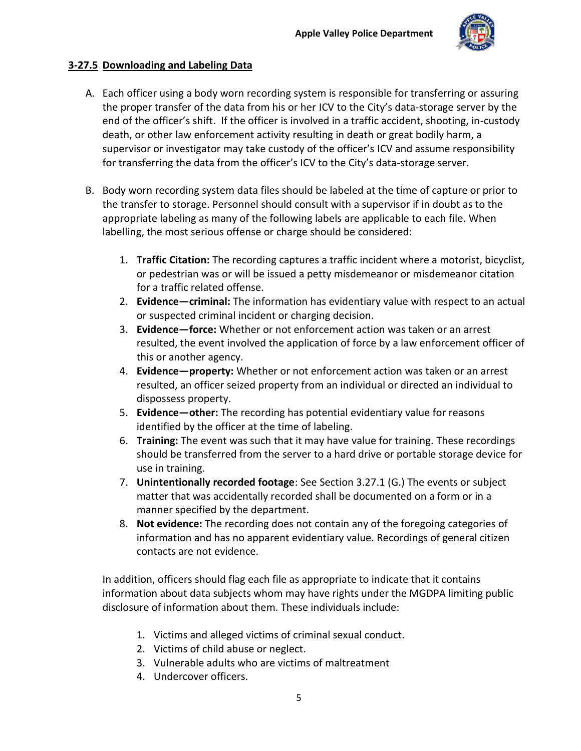## 3-27.5 Downloading and Labeling Data

A. Each officer using a body worn recording system is responsible for transferring or assuring the proper transfer of the data from his or her ICV to the City's data-storage server by the end of the officer's shift. If the officer is involved in a traffic accident, shooting, in-custody death, or other law enforcement activity resulting in death or great bodily harm, a supervisor or investigator may take custody of the officer's ICV and assume responsibility for transferring the data from the officer's ICV to the City's data-storage server.

B. Body worn recording system data files should be labeled at the time of capture or prior to the transfer to storage. Personnel should consult with a supervisor if in doubt as to the appropriate labeling as many of the following labels are applicable to each file. When labelling, the most serious offense or charge should be considered:

1. **Traffic Citation:** The recording captures a traffic incident where a motorist, bicyclist, or pedestrian was or will be issued a petty misdemeanor or misdemeanor citation for a traffic related offense.
2. **Evidence—criminal:** The information has evidentiary value with respect to an actual or suspected criminal incident or charging decision.
3. **Evidence—force:** Whether or not enforcement action was taken or an arrest resulted, the event involved the application of force by a law enforcement officer of this or another agency.
4. **Evidence—property:** Whether or not enforcement action was taken or an arrest resulted, an officer seized property from an individual or directed an individual to dispossess property.
5. **Evidence—other:** The recording has potential evidentiary value for reasons identified by the officer at the time of labeling.
6. **Training:** The event was such that it may have value for training. These recordings should be transferred from the server to a hard drive or portable storage device for use in training.
7. **Unintentionally recorded footage**: See Section 3.27.1 (G.) The events or subject matter that was accidentally recorded shall be documented on a form or in a manner specified by the department.
8. **Not evidence:** The recording does not contain any of the foregoing categories of information and has no apparent evidentiary value. Recordings of general citizen contacts are not evidence.

In addition, officers should flag each file as appropriate to indicate that it contains information about data subjects whom may have rights under the MGDPA limiting public disclosure of information about them. These individuals include:

1. Victims and alleged victims of criminal sexual conduct.
2. Victims of child abuse or neglect.
3. Vulnerable adults who are victims of maltreatment
4. Undercover officers.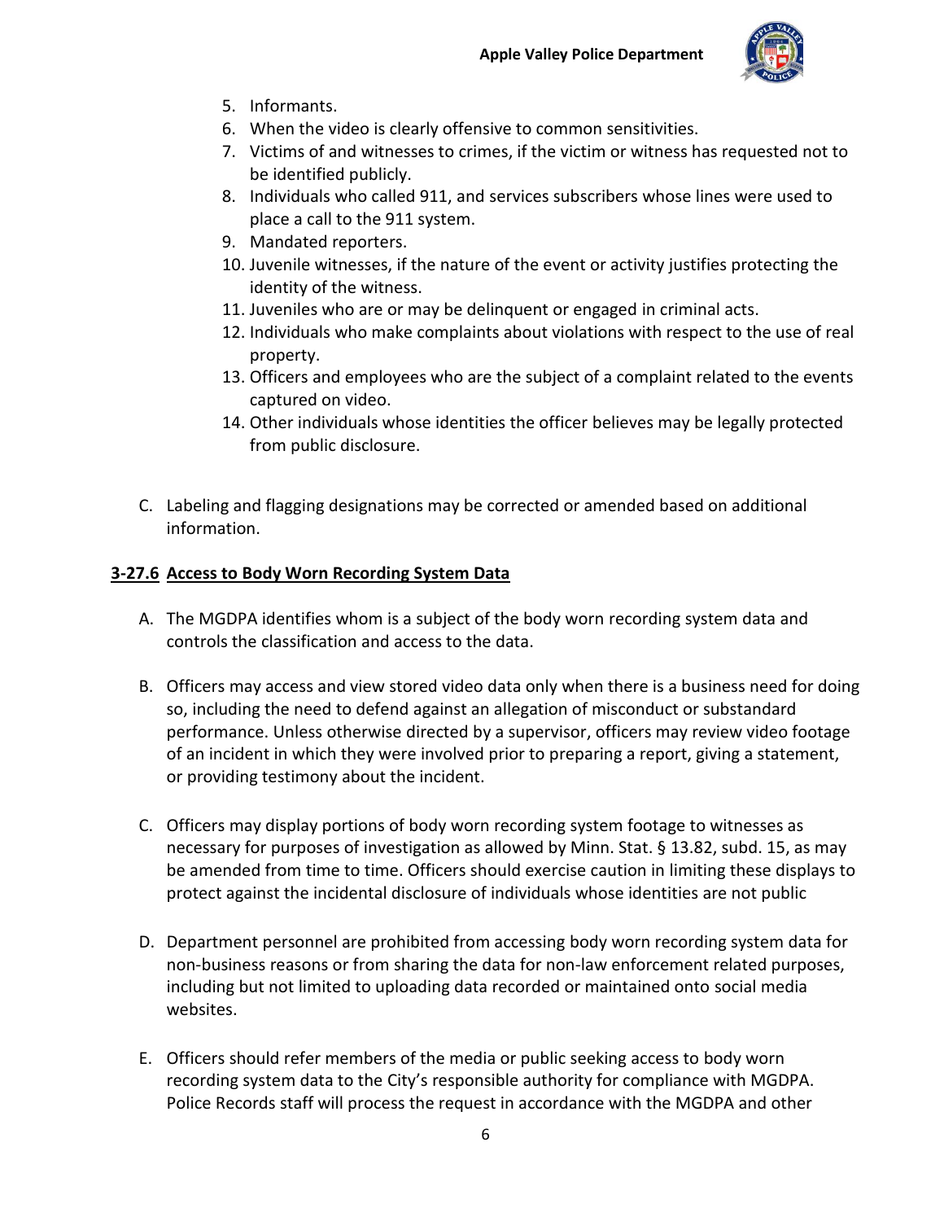5. Informants.
6. When the video is clearly offensive to common sensitivities.
7. Victims of and witnesses to crimes, if the victim or witness has requested not to be identified publicly.
8. Individuals who called 911, and services subscribers whose lines were used to place a call to the 911 system.
9. Mandated reporters.
10. Juvenile witnesses, if the nature of the event or activity justifies protecting the identity of the witness.
11. Juveniles who are or may be delinquent or engaged in criminal acts.
12. Individuals who make complaints about violations with respect to the use of real property.
13. Officers and employees who are the subject of a complaint related to the events captured on video.
14. Other individuals whose identities the officer believes may be legally protected from public disclosure.

C. Labeling and flagging designations may be corrected or amended based on additional information.

## 3-27.6 Access to Body Worn Recording System Data

A. The MGDPA identifies whom is a subject of the body worn recording system data and controls the classification and access to the data.

B. Officers may access and view stored video data only when there is a business need for doing so, including the need to defend against an allegation of misconduct or substandard performance. Unless otherwise directed by a supervisor, officers may review video footage of an incident in which they were involved prior to preparing a report, giving a statement, or providing testimony about the incident.

C. Officers may display portions of body worn recording system footage to witnesses as necessary for purposes of investigation as allowed by Minn. Stat. § 13.82, subd. 15, as may be amended from time to time. Officers should exercise caution in limiting these displays to protect against the incidental disclosure of individuals whose identities are not public

D. Department personnel are prohibited from accessing body worn recording system data for non-business reasons or from sharing the data for non-law enforcement related purposes, including but not limited to uploading data recorded or maintained onto social media websites.

E. Officers should refer members of the media or public seeking access to body worn recording system data to the City's responsible authority for compliance with MGDPA. Police Records staff will process the request in accordance with the MGDPA and other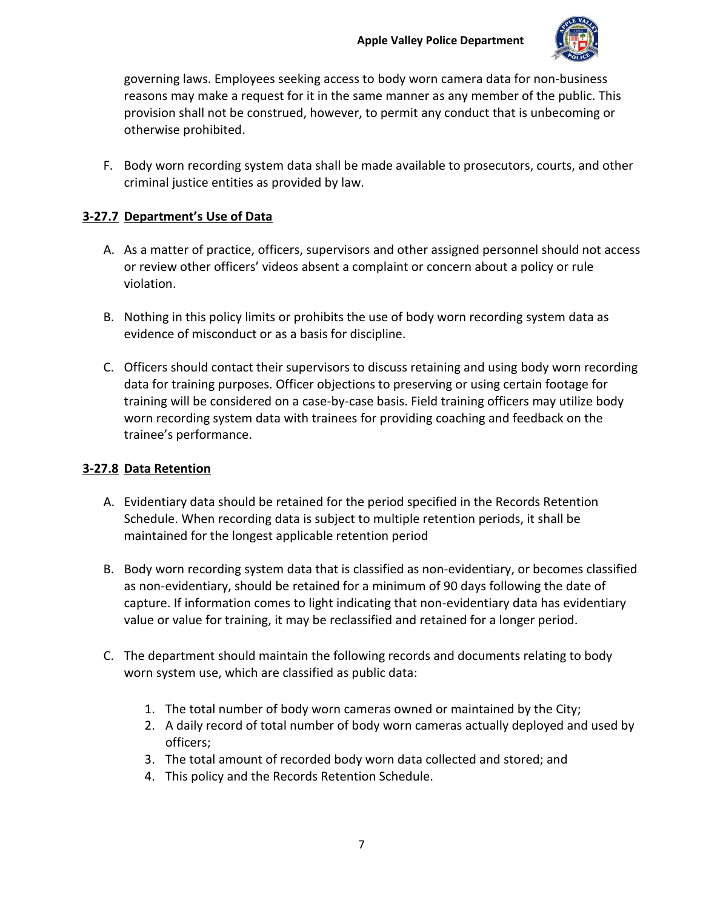governing laws. Employees seeking access to body worn camera data for non-business reasons may make a request for it in the same manner as any member of the public. This provision shall not be construed, however, to permit any conduct that is unbecoming or otherwise prohibited.

F. Body worn recording system data shall be made available to prosecutors, courts, and other criminal justice entities as provided by law.

## 3-27.7 Department's Use of Data

A. As a matter of practice, officers, supervisors and other assigned personnel should not access or review other officers' videos absent a complaint or concern about a policy or rule violation.

B. Nothing in this policy limits or prohibits the use of body worn recording system data as evidence of misconduct or as a basis for discipline.

C. Officers should contact their supervisors to discuss retaining and using body worn recording data for training purposes. Officer objections to preserving or using certain footage for training will be considered on a case-by-case basis. Field training officers may utilize body worn recording system data with trainees for providing coaching and feedback on the trainee's performance.

## 3-27.8 Data Retention

A. Evidentiary data should be retained for the period specified in the Records Retention Schedule. When recording data is subject to multiple retention periods, it shall be maintained for the longest applicable retention period

B. Body worn recording system data that is classified as non-evidentiary, or becomes classified as non-evidentiary, should be retained for a minimum of 90 days following the date of capture. If information comes to light indicating that non-evidentiary data has evidentiary value or value for training, it may be reclassified and retained for a longer period.

C. The department should maintain the following records and documents relating to body worn system use, which are classified as public data:

   1. The total number of body worn cameras owned or maintained by the City;
   2. A daily record of total number of body worn cameras actually deployed and used by officers;
   3. The total amount of recorded body worn data collected and stored; and
   4. This policy and the Records Retention Schedule.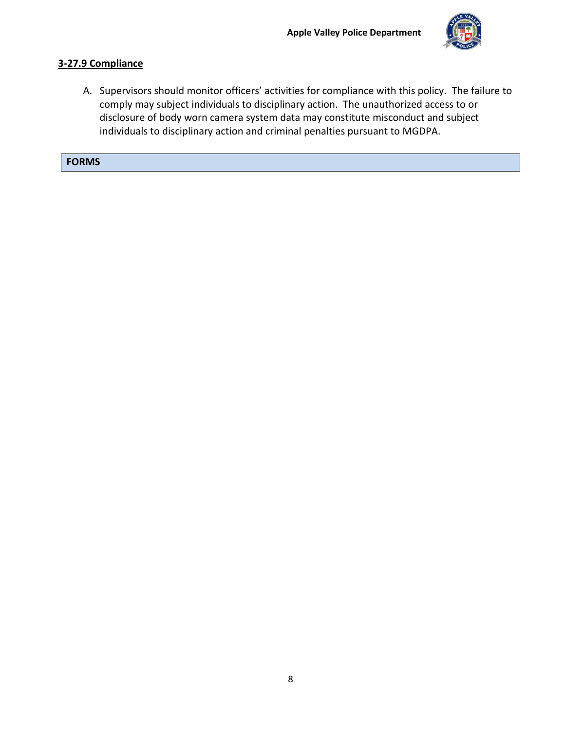### 3-27.9 Compliance

A. Supervisors should monitor officers' activities for compliance with this policy. The failure to comply may subject individuals to disciplinary action. The unauthorized access to or disclosure of body worn camera system data may constitute misconduct and subject individuals to disciplinary action and criminal penalties pursuant to MGDPA.

## FORMS